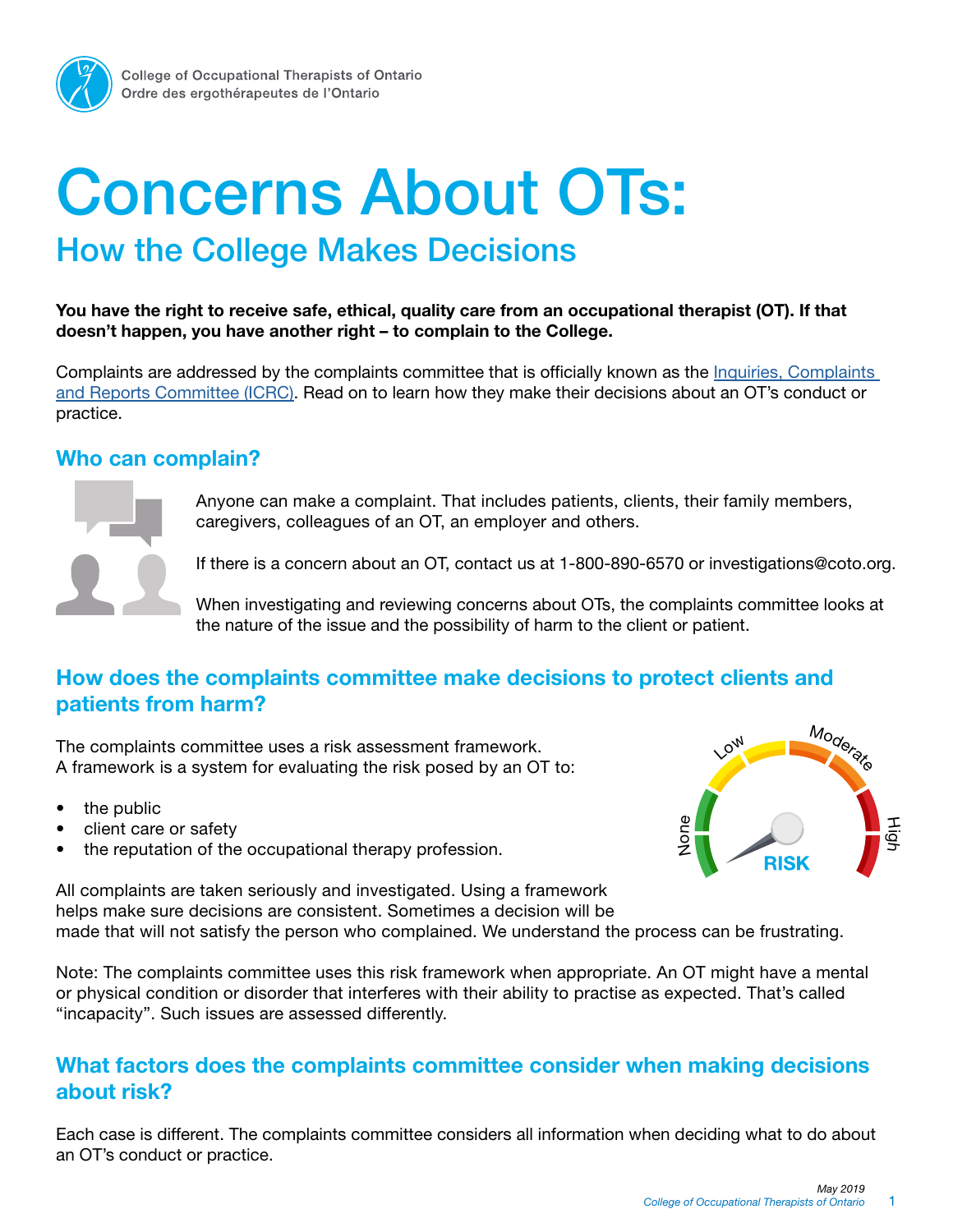College of Occupational Therapists of Ontario
Ordre des ergothérapeutes de l'Ontario

# Concerns About OTs:

## How the College Makes Decisions

**You have the right to receive safe, ethical, quality care from an occupational therapist (OT). If that doesn't happen, you have another right – to complain to the College.**

Complaints are addressed by the complaints committee that is officially known as the Inquiries, Complaints and Reports Committee (ICRC). Read on to learn how they make their decisions about an OT's conduct or practice.

### Who can complain?

Anyone can make a complaint. That includes patients, clients, their family members, caregivers, colleagues of an OT, an employer and others.

If there is a concern about an OT, contact us at 1-800-890-6570 or investigations@coto.org.

When investigating and reviewing concerns about OTs, the complaints committee looks at the nature of the issue and the possibility of harm to the client or patient.

### How does the complaints committee make decisions to protect clients and patients from harm?

The complaints committee uses a risk assessment framework. A framework is a system for evaluating the risk posed by an OT to:

- the public
- client care or safety
- the reputation of the occupational therapy profession.

All complaints are taken seriously and investigated. Using a framework helps make sure decisions are consistent. Sometimes a decision will be made that will not satisfy the person who complained. We understand the process can be frustrating.

Note: The complaints committee uses this risk framework when appropriate. An OT might have a mental or physical condition or disorder that interferes with their ability to practise as expected. That's called "incapacity". Such issues are assessed differently.

### What factors does the complaints committee consider when making decisions about risk?

Each case is different. The complaints committee considers all information when deciding what to do about an OT's conduct or practice.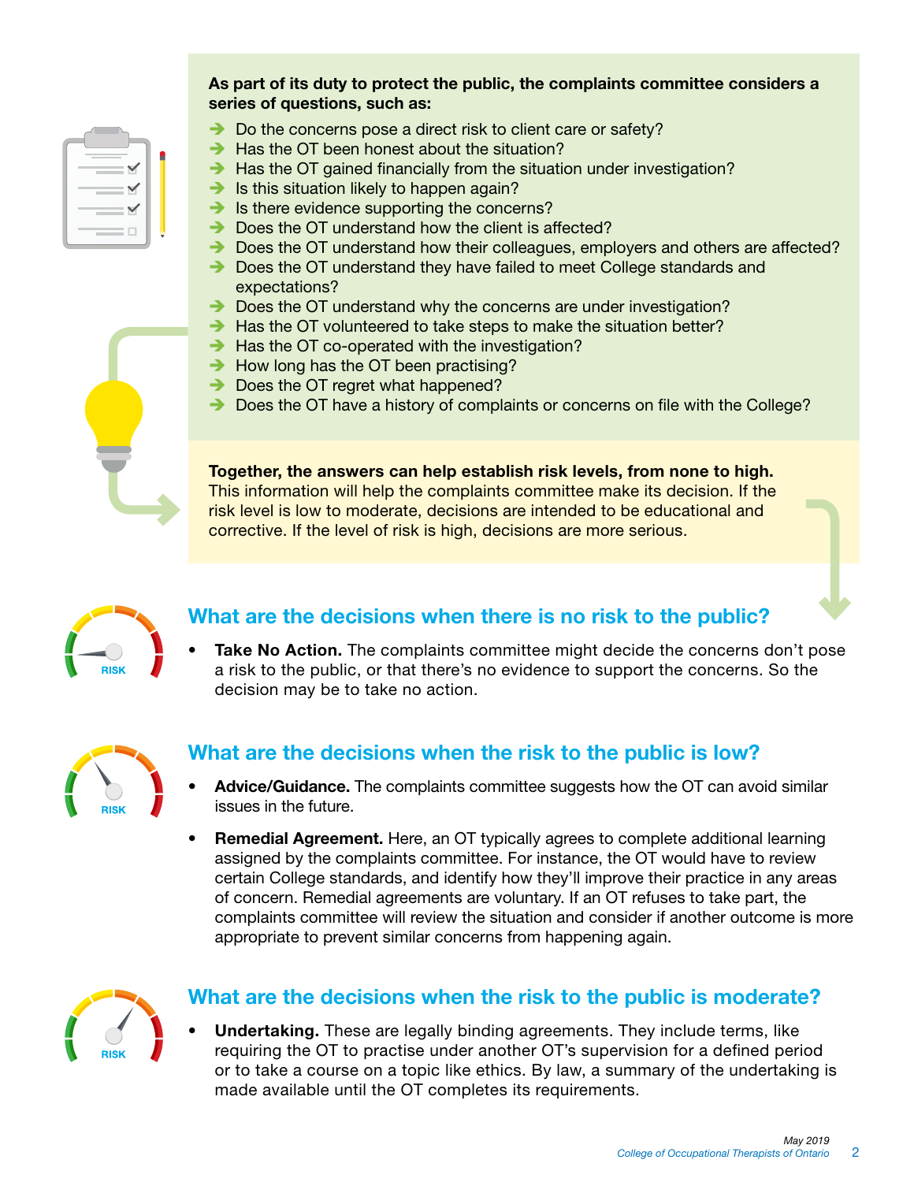**As part of its duty to protect the public, the complaints committee considers a series of questions, such as:**

- Do the concerns pose a direct risk to client care or safety?
- Has the OT been honest about the situation?
- Has the OT gained financially from the situation under investigation?
- Is this situation likely to happen again?
- Is there evidence supporting the concerns?
- Does the OT understand how the client is affected?
- Does the OT understand how their colleagues, employers and others are affected?
- Does the OT understand they have failed to meet College standards and expectations?
- Does the OT understand why the concerns are under investigation?
- Has the OT volunteered to take steps to make the situation better?
- Has the OT co-operated with the investigation?
- How long has the OT been practising?
- Does the OT regret what happened?
- Does the OT have a history of complaints or concerns on file with the College?

**Together, the answers can help establish risk levels, from none to high.** This information will help the complaints committee make its decision. If the risk level is low to moderate, decisions are intended to be educational and corrective. If the level of risk is high, decisions are more serious.

## What are the decisions when there is no risk to the public?

- **Take No Action.** The complaints committee might decide the concerns don't pose a risk to the public, or that there's no evidence to support the concerns. So the decision may be to take no action.

## What are the decisions when the risk to the public is low?

- **Advice/Guidance.** The complaints committee suggests how the OT can avoid similar issues in the future.
- **Remedial Agreement.** Here, an OT typically agrees to complete additional learning assigned by the complaints committee. For instance, the OT would have to review certain College standards, and identify how they'll improve their practice in any areas of concern. Remedial agreements are voluntary. If an OT refuses to take part, the complaints committee will review the situation and consider if another outcome is more appropriate to prevent similar concerns from happening again.

## What are the decisions when the risk to the public is moderate?

- **Undertaking.** These are legally binding agreements. They include terms, like requiring the OT to practise under another OT's supervision for a defined period or to take a course on a topic like ethics. By law, a summary of the undertaking is made available until the OT completes its requirements.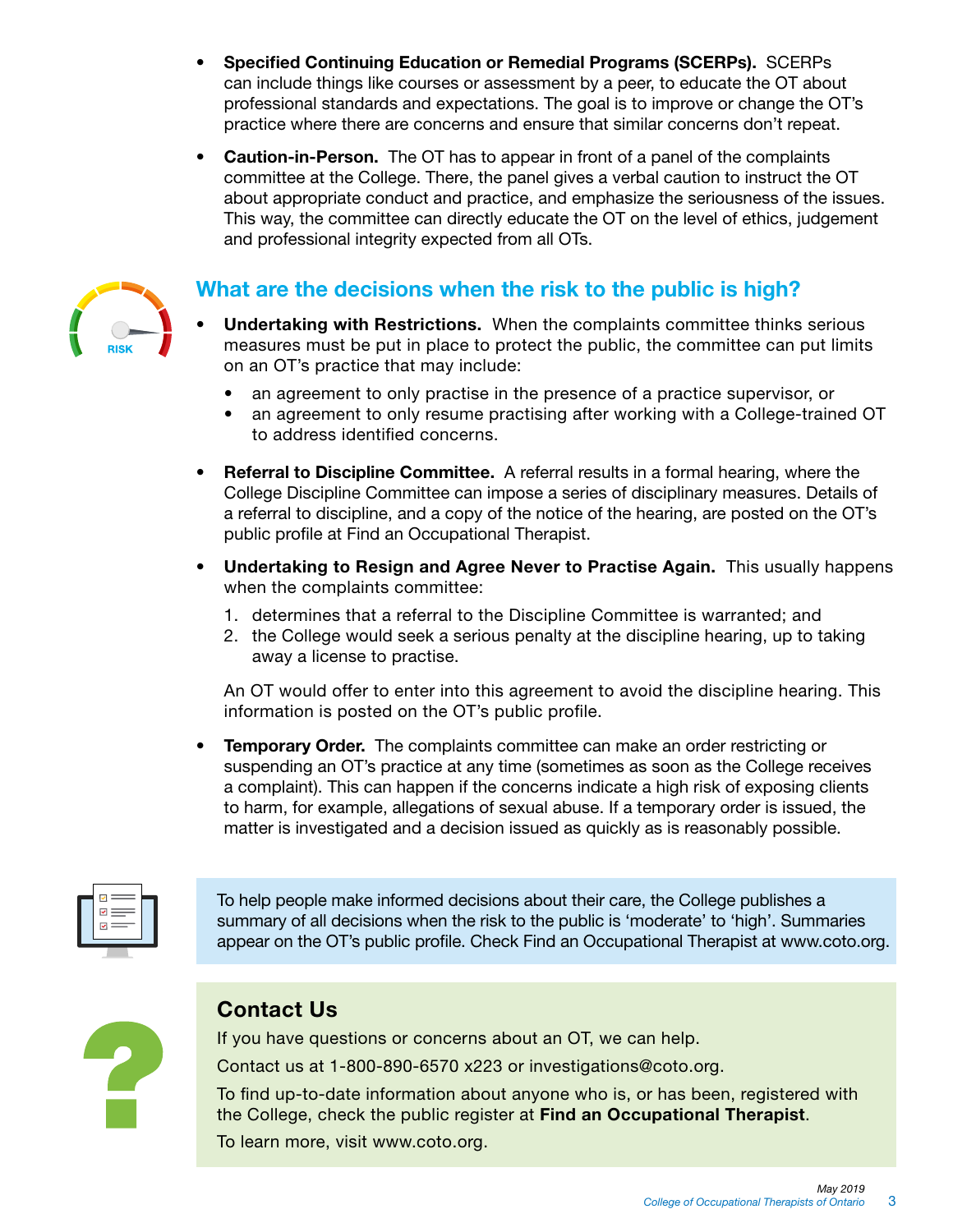- **Specified Continuing Education or Remedial Programs (SCERPs).** SCERPs can include things like courses or assessment by a peer, to educate the OT about professional standards and expectations. The goal is to improve or change the OT's practice where there are concerns and ensure that similar concerns don't repeat.
- **Caution-in-Person.** The OT has to appear in front of a panel of the complaints committee at the College. There, the panel gives a verbal caution to instruct the OT about appropriate conduct and practice, and emphasize the seriousness of the issues. This way, the committee can directly educate the OT on the level of ethics, judgement and professional integrity expected from all OTs.

RISK

## What are the decisions when the risk to the public is high?

- **Undertaking with Restrictions.** When the complaints committee thinks serious measures must be put in place to protect the public, the committee can put limits on an OT's practice that may include:
  - an agreement to only practise in the presence of a practice supervisor, or
  - an agreement to only resume practising after working with a College-trained OT to address identified concerns.
- **Referral to Discipline Committee.** A referral results in a formal hearing, where the College Discipline Committee can impose a series of disciplinary measures. Details of a referral to discipline, and a copy of the notice of the hearing, are posted on the OT's public profile at Find an Occupational Therapist.
- **Undertaking to Resign and Agree Never to Practise Again.** This usually happens when the complaints committee:
  1. determines that a referral to the Discipline Committee is warranted; and
  2. the College would seek a serious penalty at the discipline hearing, up to taking away a license to practise.

  An OT would offer to enter into this agreement to avoid the discipline hearing. This information is posted on the OT's public profile.
- **Temporary Order.** The complaints committee can make an order restricting or suspending an OT's practice at any time (sometimes as soon as the College receives a complaint). This can happen if the concerns indicate a high risk of exposing clients to harm, for example, allegations of sexual abuse. If a temporary order is issued, the matter is investigated and a decision issued as quickly as is reasonably possible.

To help people make informed decisions about their care, the College publishes a summary of all decisions when the risk to the public is 'moderate' to 'high'. Summaries appear on the OT's public profile. Check Find an Occupational Therapist at www.coto.org.

## Contact Us

If you have questions or concerns about an OT, we can help.

Contact us at 1-800-890-6570 x223 or investigations@coto.org.

To find up-to-date information about anyone who is, or has been, registered with the College, check the public register at **Find an Occupational Therapist**.

To learn more, visit www.coto.org.

May 2019

*College of Occupational Therapists of Ontario*